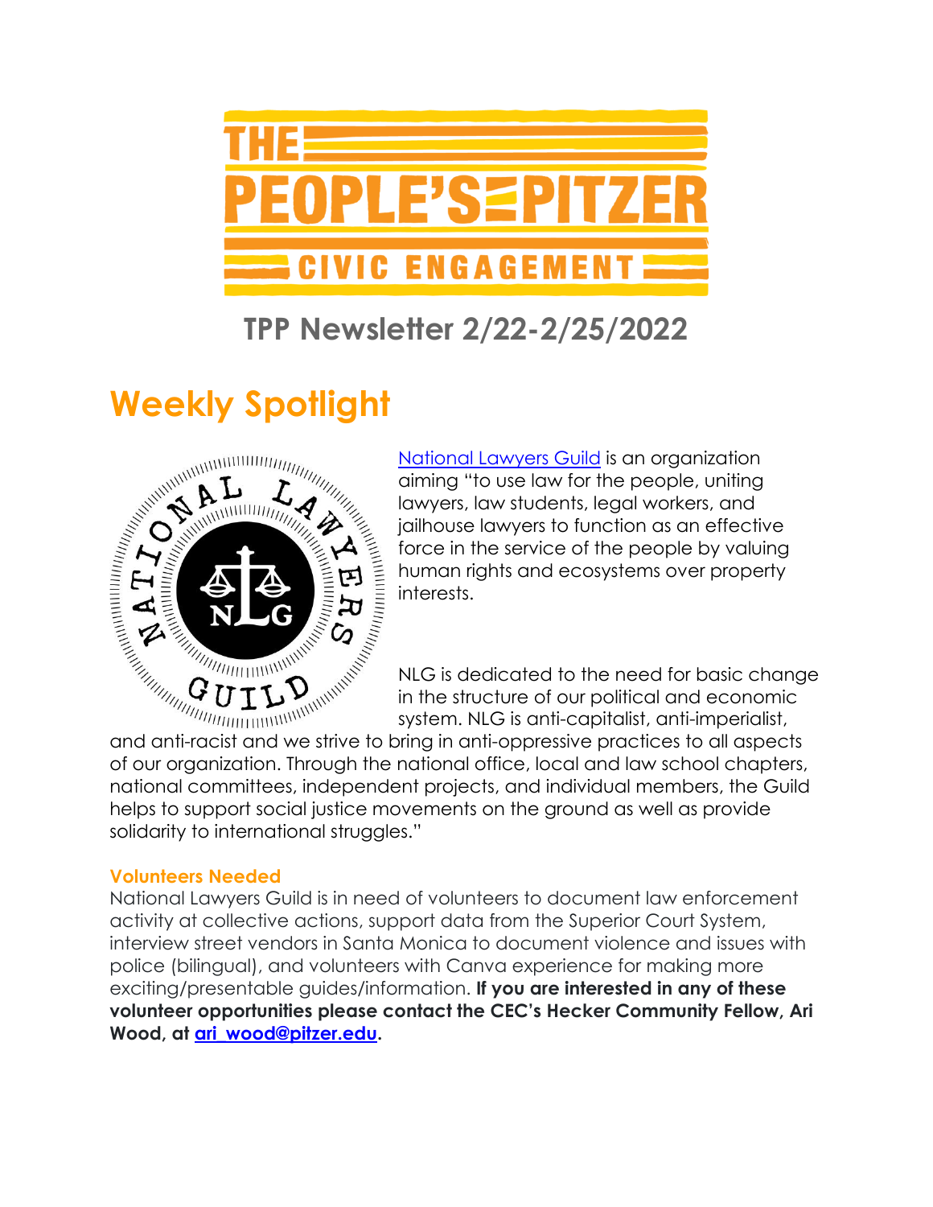# THE PEOPLE'S PITZER

## CIVIC ENGAGEMENT

## TPP Newsletter 2/22-2/25/2022

# Weekly Spotlight

[National Lawyers Guild](#) is an organization aiming "to use law for the people, uniting lawyers, law students, legal workers, and jailhouse lawyers to function as an effective force in the service of the people by valuing human rights and ecosystems over property interests.

NLG is dedicated to the need for basic change in the structure of our political and economic system. NLG is anti-capitalist, anti-imperialist, and anti-racist and we strive to bring in anti-oppressive practices to all aspects of our organization. Through the national office, local and law school chapters, national committees, independent projects, and individual members, the Guild helps to support social justice movements on the ground as well as provide solidarity to international struggles."

### Volunteers Needed

National Lawyers Guild is in need of volunteers to document law enforcement activity at collective actions, support data from the Superior Court System, interview street vendors in Santa Monica to document violence and issues with police (bilingual), and volunteers with Canva experience for making more exciting/presentable guides/information. **If you are interested in any of these volunteer opportunities please contact the CEC's Hecker Community Fellow, Ari Wood, at [ari_wood@pitzer.edu](mailto:ari_wood@pitzer.edu).**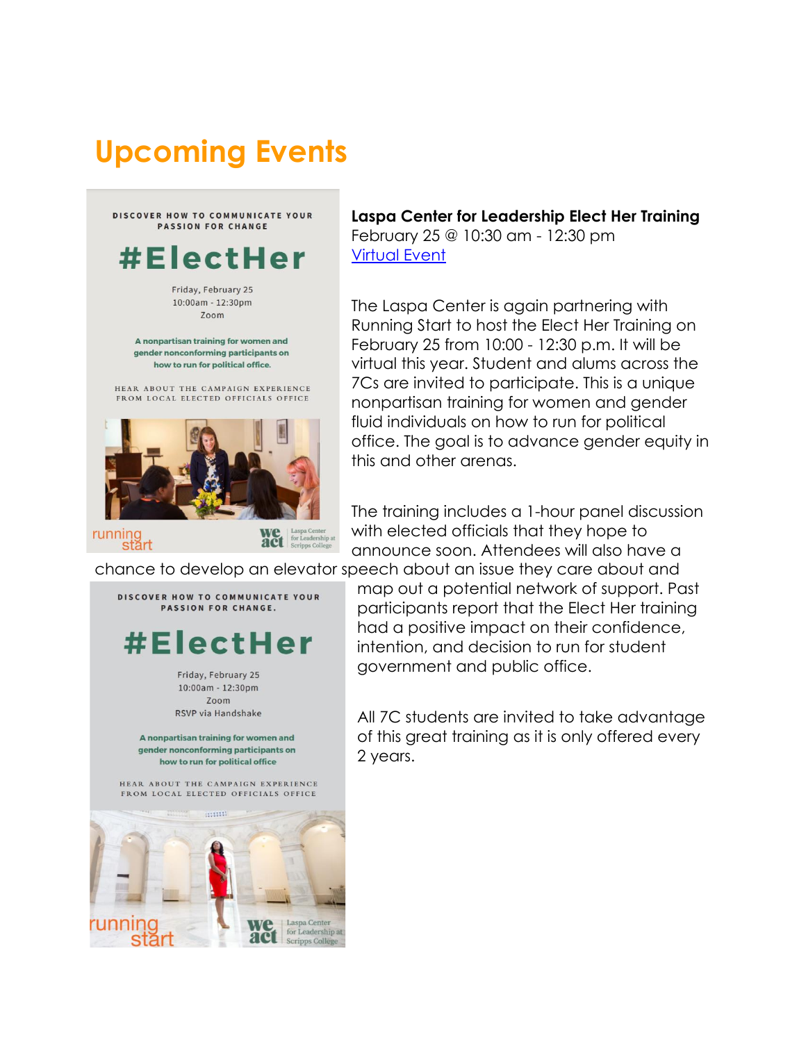# Upcoming Events

DISCOVER HOW TO COMMUNICATE YOUR PASSION FOR CHANGE

#ElectHer

Friday, February 25
10:00am - 12:30pm
Zoom

A nonpartisan training for women and gender nonconforming participants on how to run for political office.

HEAR ABOUT THE CAMPAIGN EXPERIENCE FROM LOCAL ELECTED OFFICIALS OFFICE

running start

we act Laspa Center for Leadership at Scripps College

**Laspa Center for Leadership Elect Her Training**
February 25 @ 10:30 am - 12:30 pm
[Virtual Event]

The Laspa Center is again partnering with Running Start to host the Elect Her Training on February 25 from 10:00 - 12:30 p.m. It will be virtual this year. Student and alums across the 7Cs are invited to participate. This is a unique nonpartisan training for women and gender fluid individuals on how to run for political office. The goal is to advance gender equity in this and other arenas.

The training includes a 1-hour panel discussion with elected officials that they hope to announce soon. Attendees will also have a chance to develop an elevator speech about an issue they care about and map out a potential network of support. Past participants report that the Elect Her training had a positive impact on their confidence, intention, and decision to run for student government and public office.

All 7C students are invited to take advantage of this great training as it is only offered every 2 years.

DISCOVER HOW TO COMMUNICATE YOUR PASSION FOR CHANGE.

#ElectHer

Friday, February 25
10:00am - 12:30pm
Zoom
RSVP via Handshake

A nonpartisan training for women and gender nonconforming participants on how to run for political office

HEAR ABOUT THE CAMPAIGN EXPERIENCE FROM LOCAL ELECTED OFFICIALS OFFICE

running start

we act Laspa Center for Leadership at Scripps College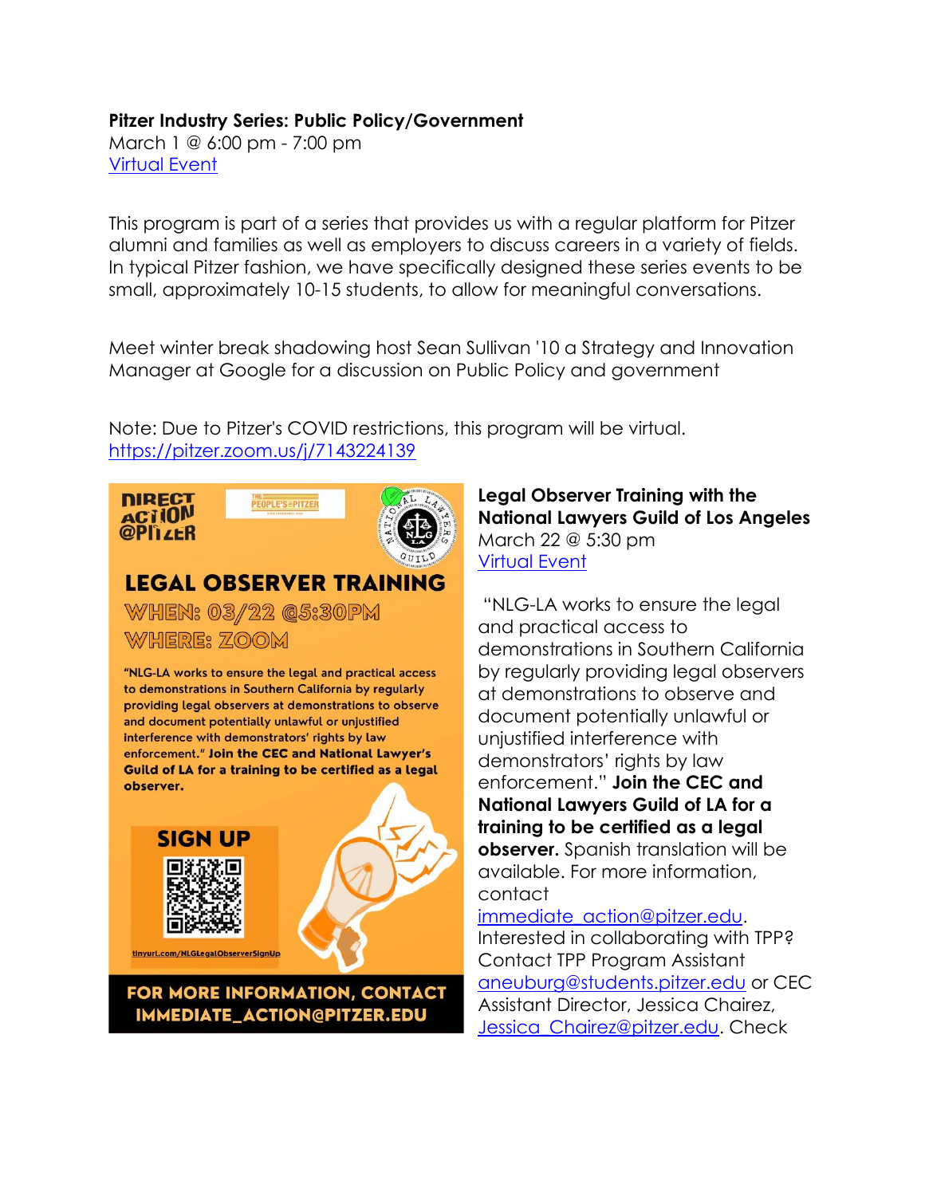**Pitzer Industry Series: Public Policy/Government**
March 1 @ 6:00 pm - 7:00 pm
[Virtual Event]

This program is part of a series that provides us with a regular platform for Pitzer alumni and families as well as employers to discuss careers in a variety of fields. In typical Pitzer fashion, we have specifically designed these series events to be small, approximately 10-15 students, to allow for meaningful conversations.

Meet winter break shadowing host Sean Sullivan '10 a Strategy and Innovation Manager at Google for a discussion on Public Policy and government

Note: Due to Pitzer's COVID restrictions, this program will be virtual.
https://pitzer.zoom.us/j/7143224139

DIRECT ACTION @PITZER

THE PEOPLE'S PITZER

NATIONAL LAWYERS GUILD NLG LA

**LEGAL OBSERVER TRAINING**

WHEN: 03/22 @5:30PM

WHERE: ZOOM

"NLG-LA works to ensure the legal and practical access to demonstrations in Southern California by regularly providing legal observers at demonstrations to observe and document potentially unlawful or unjustified interference with demonstrators' rights by law enforcement." **Join the CEC and National Lawyer's Guild of LA for a training to be certified as a legal observer.**

**SIGN UP**

tinyurl.com/NLGLegalObserverSignUp

**FOR MORE INFORMATION, CONTACT IMMEDIATE_ACTION@PITZER.EDU**

**Legal Observer Training with the National Lawyers Guild of Los Angeles**
March 22 @ 5:30 pm
[Virtual Event]

"NLG-LA works to ensure the legal and practical access to demonstrations in Southern California by regularly providing legal observers at demonstrations to observe and document potentially unlawful or unjustified interference with demonstrators' rights by law enforcement." **Join the CEC and National Lawyers Guild of LA for a training to be certified as a legal observer.** Spanish translation will be available. For more information, contact immediate_action@pitzer.edu. Interested in collaborating with TPP? Contact TPP Program Assistant aneuburg@students.pitzer.edu or CEC Assistant Director, Jessica Chairez, Jessica_Chairez@pitzer.edu. Check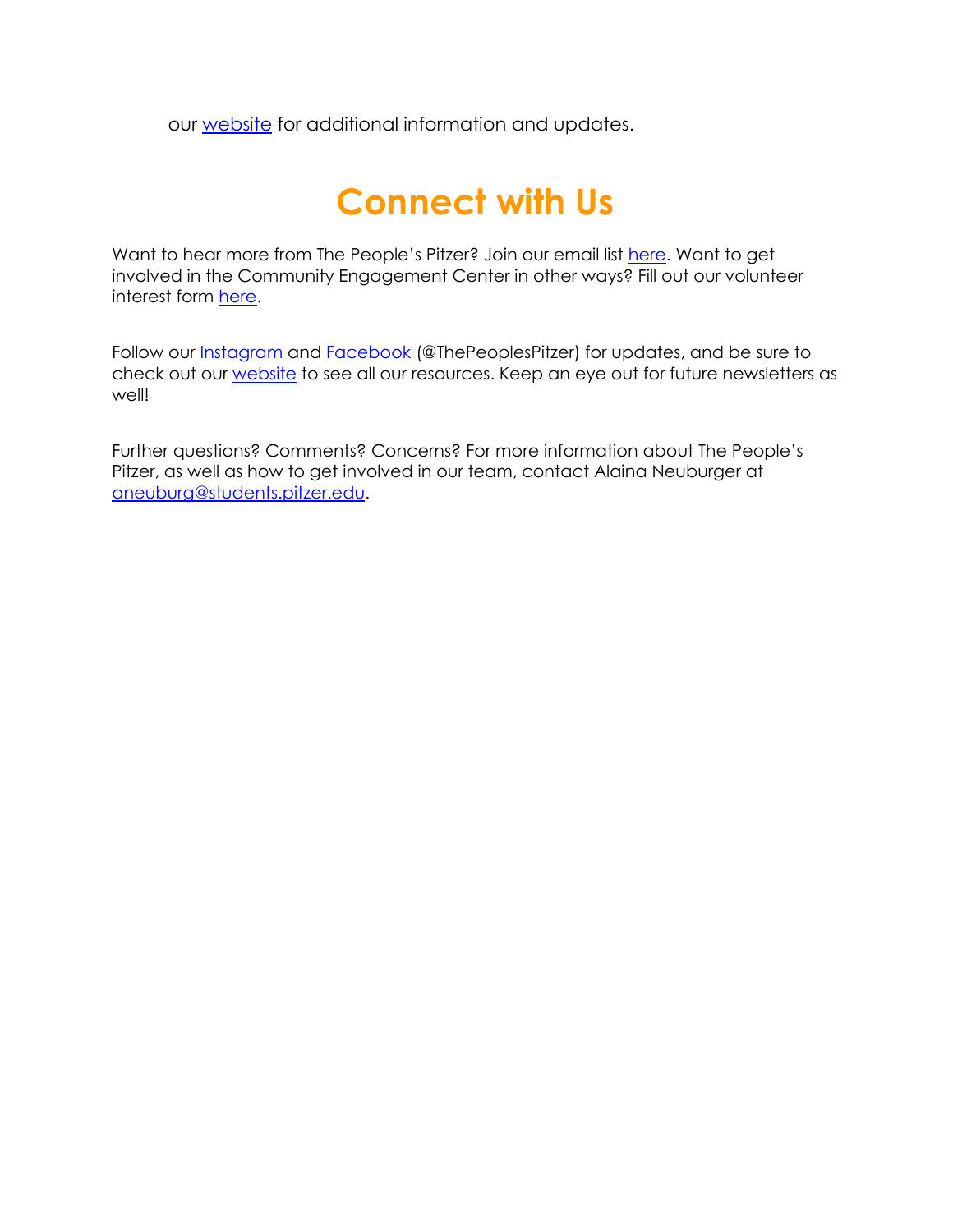our website for additional information and updates.

# Connect with Us

Want to hear more from The People's Pitzer? Join our email list here. Want to get involved in the Community Engagement Center in other ways? Fill out our volunteer interest form here.

Follow our Instagram and Facebook (@ThePeoplesPitzer) for updates, and be sure to check out our website to see all our resources. Keep an eye out for future newsletters as well!

Further questions? Comments? Concerns? For more information about The People's Pitzer, as well as how to get involved in our team, contact Alaina Neuburger at aneuburg@students.pitzer.edu.